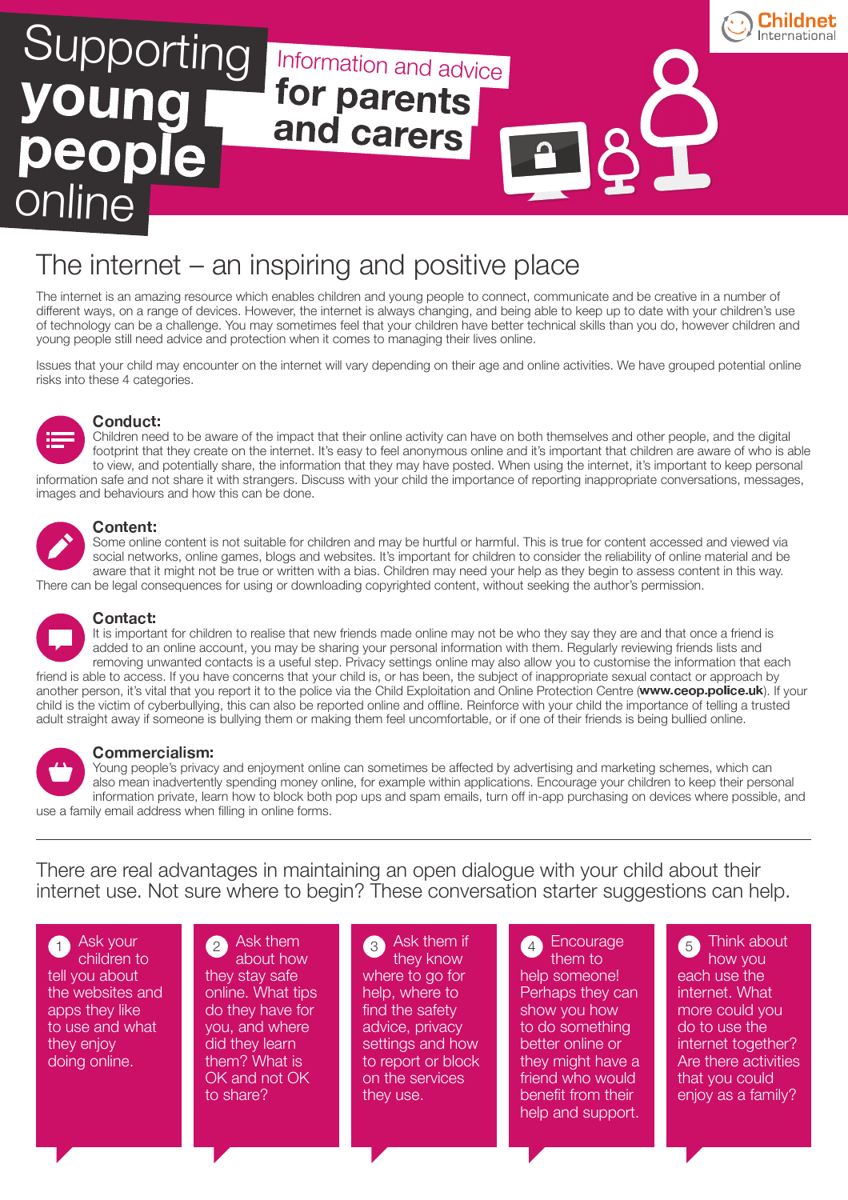Childnet International

# Supporting young people online

Information and advice for parents and carers

## The internet – an inspiring and positive place

The internet is an amazing resource which enables children and young people to connect, communicate and be creative in a number of different ways, on a range of devices. However, the internet is always changing, and being able to keep up to date with your children's use of technology can be a challenge. You may sometimes feel that your children have better technical skills than you do, however children and young people still need advice and protection when it comes to managing their lives online.

Issues that your child may encounter on the internet will vary depending on their age and online activities. We have grouped potential online risks into these 4 categories.

### Conduct:

Children need to be aware of the impact that their online activity can have on both themselves and other people, and the digital footprint that they create on the internet. It's easy to feel anonymous online and it's important that children are aware of who is able to view, and potentially share, the information that they may have posted. When using the internet, it's important to keep personal information safe and not share it with strangers. Discuss with your child the importance of reporting inappropriate conversations, messages, images and behaviours and how this can be done.

### Content:

Some online content is not suitable for children and may be hurtful or harmful. This is true for content accessed and viewed via social networks, online games, blogs and websites. It's important for children to consider the reliability of online material and be aware that it might not be true or written with a bias. Children may need your help as they begin to assess content in this way. There can be legal consequences for using or downloading copyrighted content, without seeking the author's permission.

### Contact:

It is important for children to realise that new friends made online may not be who they say they are and that once a friend is added to an online account, you may be sharing your personal information with them. Regularly reviewing friends lists and removing unwanted contacts is a useful step. Privacy settings online may also allow you to customise the information that each friend is able to access. If you have concerns that your child is, or has been, the subject of inappropriate sexual contact or approach by another person, it's vital that you report it to the police via the Child Exploitation and Online Protection Centre (**www.ceop.police.uk**). If your child is the victim of cyberbullying, this can also be reported online and offline. Reinforce with your child the importance of telling a trusted adult straight away if someone is bullying them or making them feel uncomfortable, or if one of their friends is being bullied online.

### Commercialism:

Young people's privacy and enjoyment online can sometimes be affected by advertising and marketing schemes, which can also mean inadvertently spending money online, for example within applications. Encourage your children to keep their personal information private, learn how to block both pop ups and spam emails, turn off in-app purchasing on devices where possible, and use a family email address when filling in online forms.

---

There are real advantages in maintaining an open dialogue with your child about their internet use. Not sure where to begin? These conversation starter suggestions can help.

1. Ask your children to tell you about the websites and apps they like to use and what they enjoy doing online.
2. Ask them about how they stay safe online. What tips do they have for you, and where did they learn them? What is OK and not OK to share?
3. Ask them if they know where to go for help, where to find the safety advice, privacy settings and how to report or block on the services they use.
4. Encourage them to help someone! Perhaps they can show you how to do something better online or they might have a friend who would benefit from their help and support.
5. Think about how you each use the internet. What more could you do to use the internet together? Are there activities that you could enjoy as a family?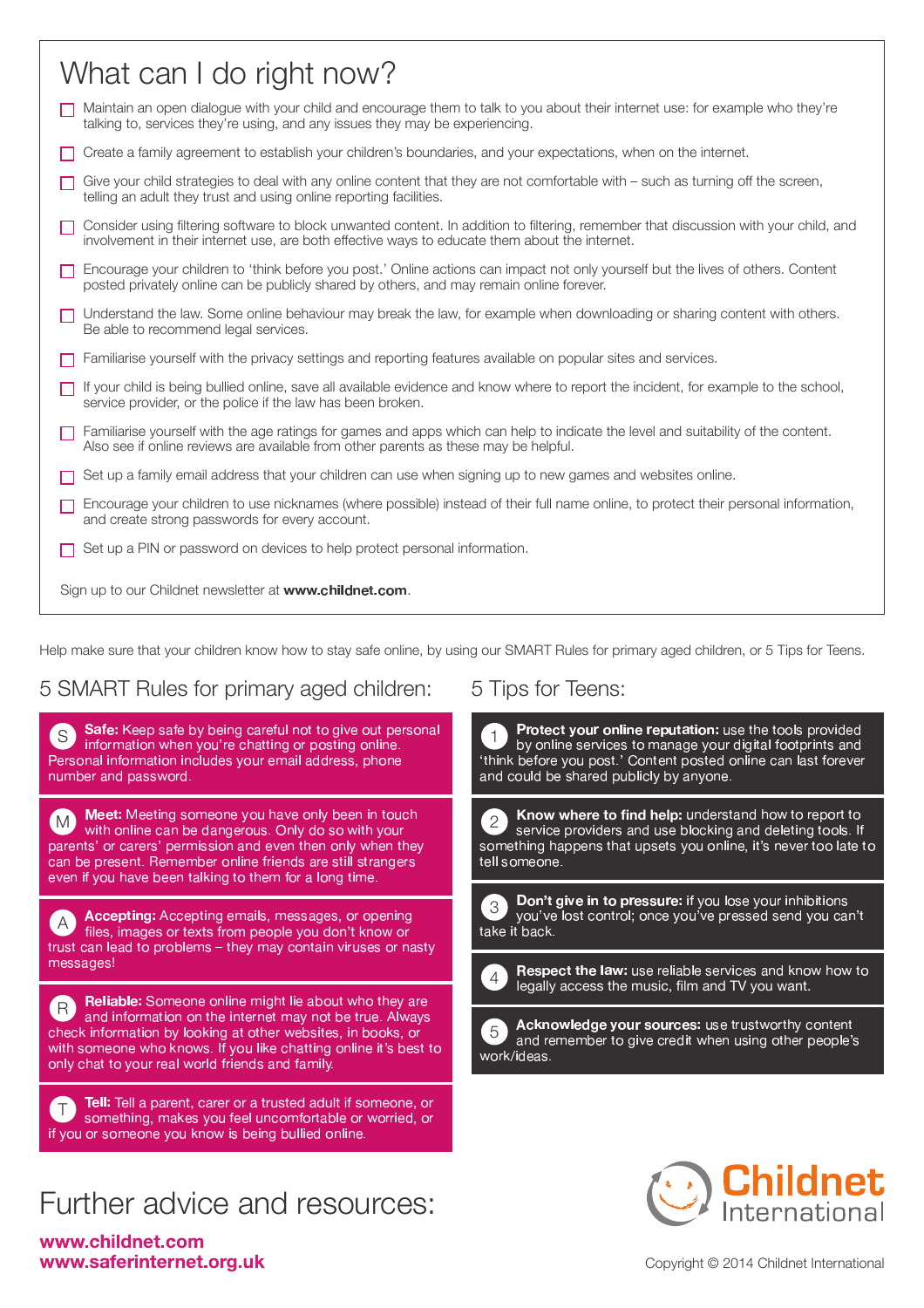# What can I do right now?

- ☐ Maintain an open dialogue with your child and encourage them to talk to you about their internet use: for example who they're talking to, services they're using, and any issues they may be experiencing.
- ☐ Create a family agreement to establish your children's boundaries, and your expectations, when on the internet.
- ☐ Give your child strategies to deal with any online content that they are not comfortable with – such as turning off the screen, telling an adult they trust and using online reporting facilities.
- ☐ Consider using filtering software to block unwanted content. In addition to filtering, remember that discussion with your child, and involvement in their internet use, are both effective ways to educate them about the internet.
- ☐ Encourage your children to 'think before you post.' Online actions can impact not only yourself but the lives of others. Content posted privately online can be publicly shared by others, and may remain online forever.
- ☐ Understand the law. Some online behaviour may break the law, for example when downloading or sharing content with others. Be able to recommend legal services.
- ☐ Familiarise yourself with the privacy settings and reporting features available on popular sites and services.
- ☐ If your child is being bullied online, save all available evidence and know where to report the incident, for example to the school, service provider, or the police if the law has been broken.
- ☐ Familiarise yourself with the age ratings for games and apps which can help to indicate the level and suitability of the content. Also see if online reviews are available from other parents as these may be helpful.
- ☐ Set up a family email address that your children can use when signing up to new games and websites online.
- ☐ Encourage your children to use nicknames (where possible) instead of their full name online, to protect their personal information, and create strong passwords for every account.
- ☐ Set up a PIN or password on devices to help protect personal information.

Sign up to our Childnet newsletter at **www.childnet.com**.

Help make sure that your children know how to stay safe online, by using our SMART Rules for primary aged children, or 5 Tips for Teens.

## 5 SMART Rules for primary aged children:

**S** **Safe:** Keep safe by being careful not to give out personal information when you're chatting or posting online. Personal information includes your email address, phone number and password.

**M** **Meet:** Meeting someone you have only been in touch with online can be dangerous. Only do so with your parents' or carers' permission and even then only when they can be present. Remember online friends are still strangers even if you have been talking to them for a long time.

**A** **Accepting:** Accepting emails, messages, or opening files, images or texts from people you don't know or trust can lead to problems – they may contain viruses or nasty messages!

**R** **Reliable:** Someone online might lie about who they are and information on the internet may not be true. Always check information by looking at other websites, in books, or with someone who knows. If you like chatting online it's best to only chat to your real world friends and family.

**T** **Tell:** Tell a parent, carer or a trusted adult if someone, or something, makes you feel uncomfortable or worried, or if you or someone you know is being bullied online.

## 5 Tips for Teens:

1. **Protect your online reputation:** use the tools provided by online services to manage your digital footprints and 'think before you post.' Content posted online can last forever and could be shared publicly by anyone.
2. **Know where to find help:** understand how to report to service providers and use blocking and deleting tools. If something happens that upsets you online, it's never too late to tell someone.
3. **Don't give in to pressure:** if you lose your inhibitions you've lost control; once you've pressed send you can't take it back.
4. **Respect the law:** use reliable services and know how to legally access the music, film and TV you want.
5. **Acknowledge your sources:** use trustworthy content and remember to give credit when using other people's work/ideas.

## Further advice and resources:

**www.childnet.com**
**www.saferinternet.org.uk**

Childnet International

Copyright © 2014 Childnet International